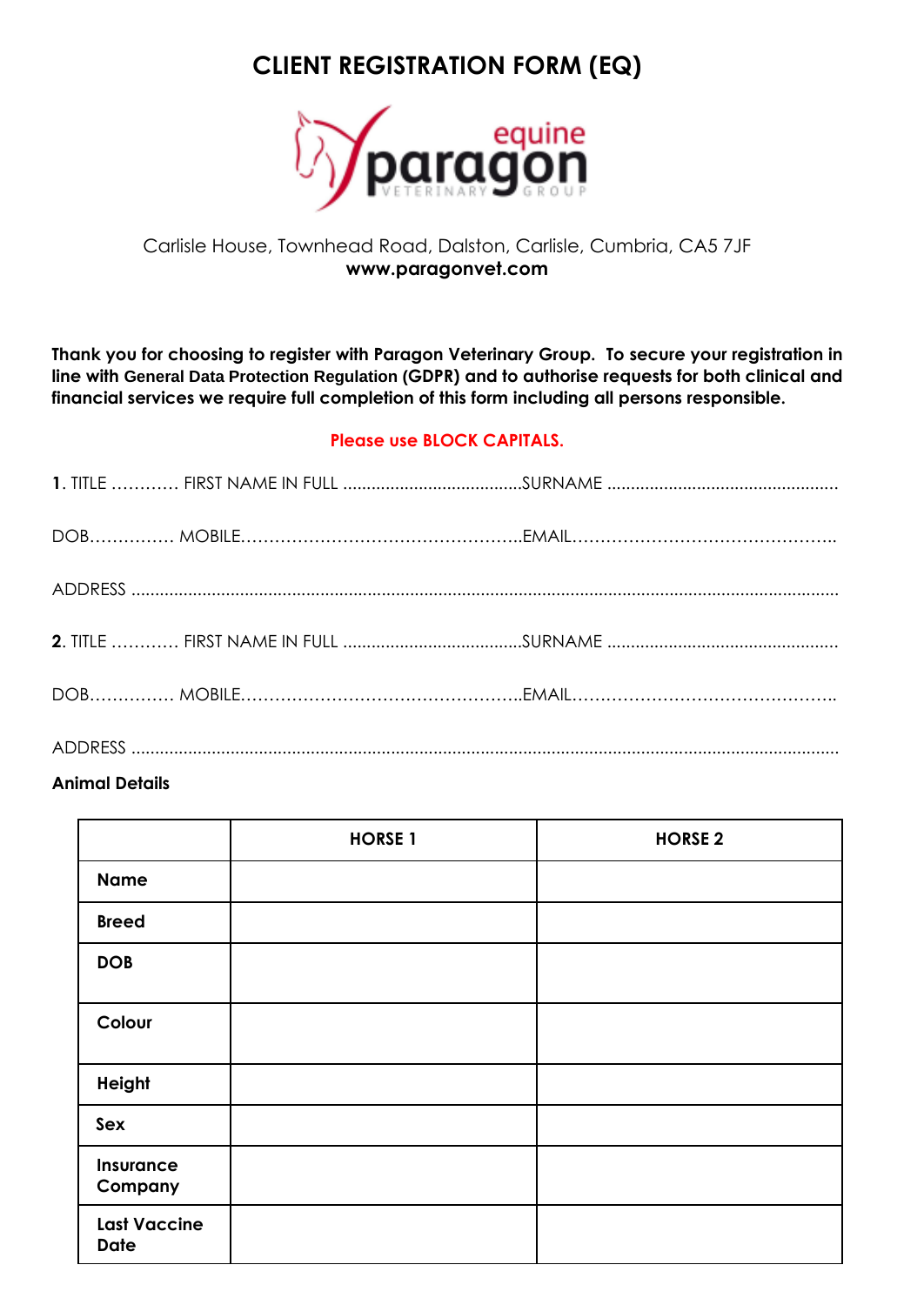# CLIENT REGISTRATION FORM (EQ)

equine paragon VETERINARY GROUP

Carlisle House, Townhead Road, Dalston, Carlisle, Cumbria, CA5 7JF
**www.paragonvet.com**

**Thank you for choosing to register with Paragon Veterinary Group. To secure your registration in line with General Data Protection Regulation (GDPR) and to authorise requests for both clinical and financial services we require full completion of this form including all persons responsible.**

**Please use BLOCK CAPITALS.**

**1**. TITLE ………… FIRST NAME IN FULL ......................................SURNAME .................................................

DOB…………… MOBILE……………………………………………EMAIL…………………………………………..

ADDRESS ....................................................................................................................................................

**2**. TITLE ………… FIRST NAME IN FULL ......................................SURNAME .................................................

DOB…………… MOBILE……………………………………………EMAIL…………………………………………..

ADDRESS ....................................................................................................................................................

**Animal Details**

| | HORSE 1 | HORSE 2 |
|---|---|---|
| **Name** | | |
| **Breed** | | |
| **DOB** | | |
| **Colour** | | |
| **Height** | | |
| **Sex** | | |
| **Insurance Company** | | |
| **Last Vaccine Date** | | |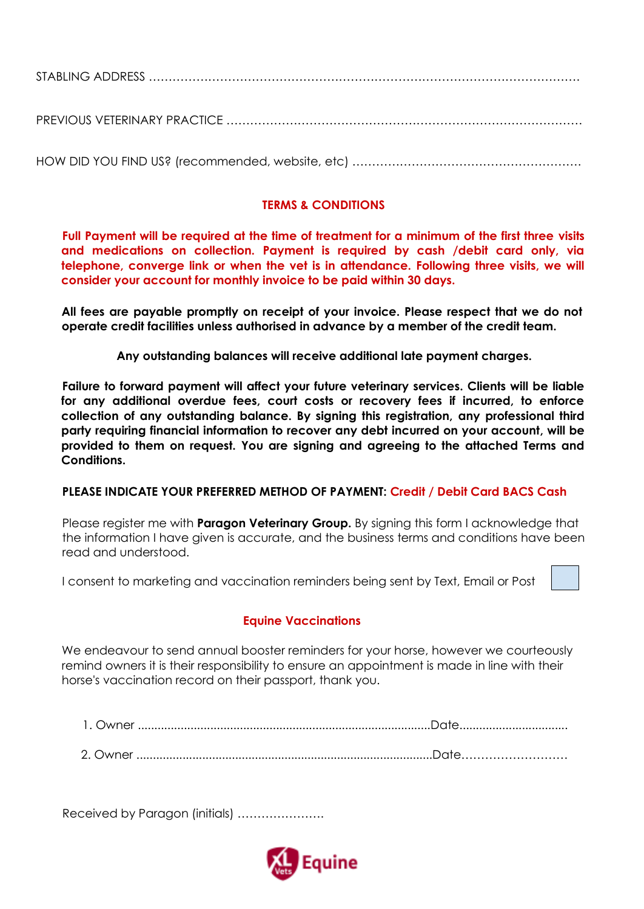STABLING ADDRESS ………………………………………………………………………………………………

PREVIOUS VETERINARY PRACTICE ………………………………………………………………………………

HOW DID YOU FIND US? (recommended, website, etc) …………………………………………………

## TERMS & CONDITIONS

**Full Payment will be required at the time of treatment for a minimum of the first three visits and medications on collection. Payment is required by cash /debit card only, via telephone, converge link or when the vet is in attendance. Following three visits, we will consider your account for monthly invoice to be paid within 30 days.**

**All fees are payable promptly on receipt of your invoice. Please respect that we do not operate credit facilities unless authorised in advance by a member of the credit team.**

**Any outstanding balances will receive additional late payment charges.**

**Failure to forward payment will affect your future veterinary services. Clients will be liable for any additional overdue fees, court costs or recovery fees if incurred, to enforce collection of any outstanding balance. By signing this registration, any professional third party requiring financial information to recover any debt incurred on your account, will be provided to them on request. You are signing and agreeing to the attached Terms and Conditions.**

**PLEASE INDICATE YOUR PREFERRED METHOD OF PAYMENT: Credit / Debit Card BACS Cash**

Please register me with **Paragon Veterinary Group.** By signing this form I acknowledge that the information I have given is accurate, and the business terms and conditions have been read and understood.

I consent to marketing and vaccination reminders being sent by Text, Email or Post ☐

## Equine Vaccinations

We endeavour to send annual booster reminders for your horse, however we courteously remind owners it is their responsibility to ensure an appointment is made in line with their horse's vaccination record on their passport, thank you.

1. Owner ……………………………………………………………………Date……………………………

2. Owner ……………………………………………………………………Date……………………………

Received by Paragon (initials) ………………….

XL Vets Equine